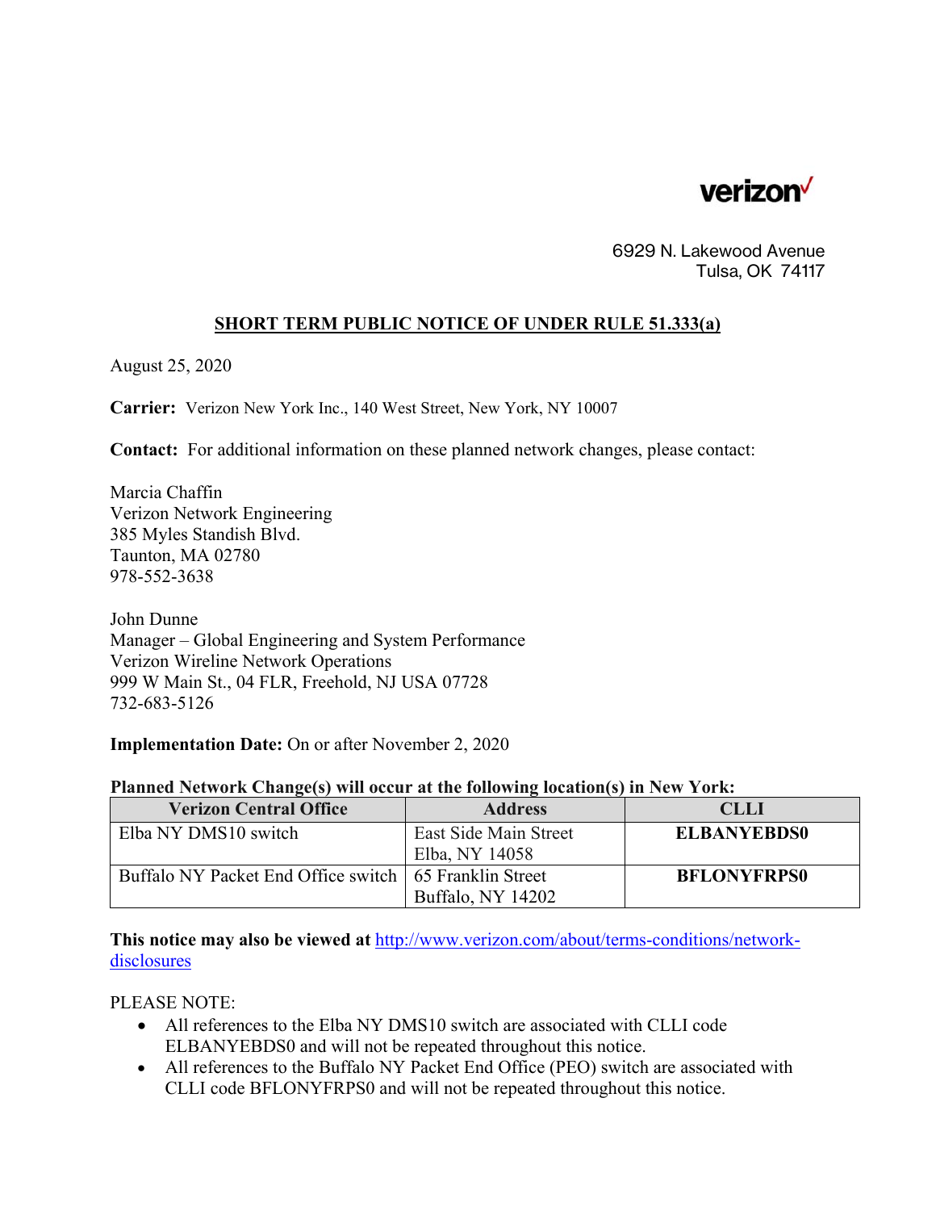verizon

6929 N. Lakewood Avenue
Tulsa, OK 74117

## SHORT TERM PUBLIC NOTICE OF UNDER RULE 51.333(a)

August 25, 2020

**Carrier:** Verizon New York Inc., 140 West Street, New York, NY 10007

**Contact:** For additional information on these planned network changes, please contact:

Marcia Chaffin
Verizon Network Engineering
385 Myles Standish Blvd.
Taunton, MA 02780
978-552-3638

John Dunne
Manager – Global Engineering and System Performance
Verizon Wireline Network Operations
999 W Main St., 04 FLR, Freehold, NJ USA 07728
732-683-5126

**Implementation Date:** On or after November 2, 2020

**Planned Network Change(s) will occur at the following location(s) in New York:**

| Verizon Central Office | Address | CLLI |
| --- | --- | --- |
| Elba NY DMS10 switch | East Side Main Street<br>Elba, NY 14058 | **ELBANYEBDS0** |
| Buffalo NY Packet End Office switch | 65 Franklin Street<br>Buffalo, NY 14202 | **BFLONYFRPS0** |

**This notice may also be viewed at** http://www.verizon.com/about/terms-conditions/network-disclosures

PLEASE NOTE:

- All references to the Elba NY DMS10 switch are associated with CLLI code ELBANYEBDS0 and will not be repeated throughout this notice.
- All references to the Buffalo NY Packet End Office (PEO) switch are associated with CLLI code BFLONYFRPS0 and will not be repeated throughout this notice.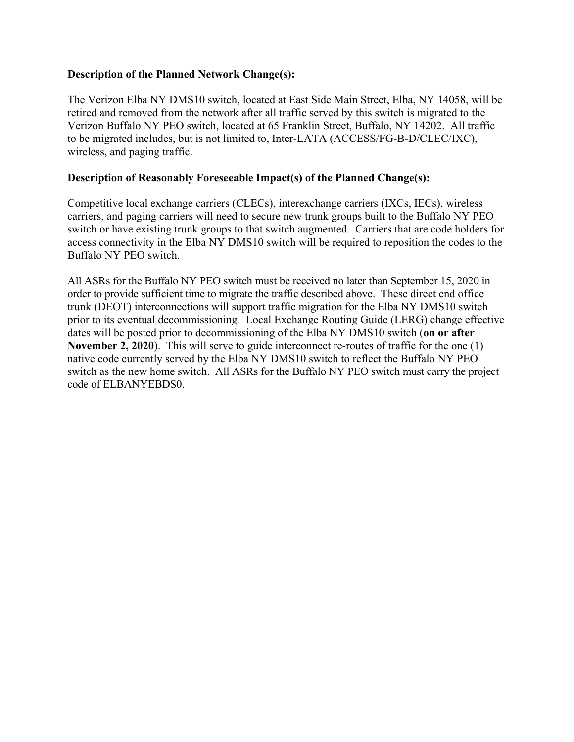**Description of the Planned Network Change(s):**

The Verizon Elba NY DMS10 switch, located at East Side Main Street, Elba, NY 14058, will be retired and removed from the network after all traffic served by this switch is migrated to the Verizon Buffalo NY PEO switch, located at 65 Franklin Street, Buffalo, NY 14202. All traffic to be migrated includes, but is not limited to, Inter-LATA (ACCESS/FG-B-D/CLEC/IXC), wireless, and paging traffic.

**Description of Reasonably Foreseeable Impact(s) of the Planned Change(s):**

Competitive local exchange carriers (CLECs), interexchange carriers (IXCs, IECs), wireless carriers, and paging carriers will need to secure new trunk groups built to the Buffalo NY PEO switch or have existing trunk groups to that switch augmented. Carriers that are code holders for access connectivity in the Elba NY DMS10 switch will be required to reposition the codes to the Buffalo NY PEO switch.

All ASRs for the Buffalo NY PEO switch must be received no later than September 15, 2020 in order to provide sufficient time to migrate the traffic described above. These direct end office trunk (DEOT) interconnections will support traffic migration for the Elba NY DMS10 switch prior to its eventual decommissioning. Local Exchange Routing Guide (LERG) change effective dates will be posted prior to decommissioning of the Elba NY DMS10 switch (**on or after November 2, 2020**). This will serve to guide interconnect re-routes of traffic for the one (1) native code currently served by the Elba NY DMS10 switch to reflect the Buffalo NY PEO switch as the new home switch. All ASRs for the Buffalo NY PEO switch must carry the project code of ELBANYEBDS0.